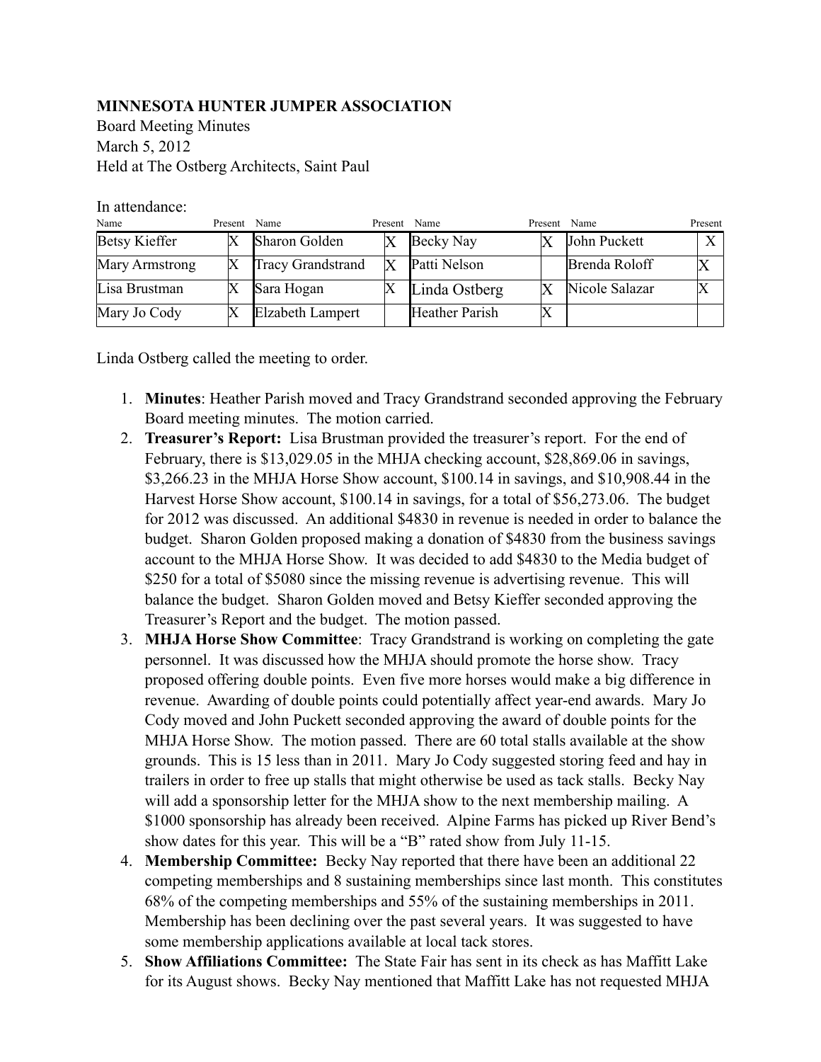**MINNESOTA HUNTER JUMPER ASSOCIATION**

Board Meeting Minutes
March 5, 2012
Held at The Ostberg Architects, Saint Paul

In attendance:

| Name | Present | Name | Present | Name | Present | Name | Present |
|---|---|---|---|---|---|---|---|
| Betsy Kieffer | X | Sharon Golden | X | Becky Nay | X | John Puckett | X |
| Mary Armstrong | X | Tracy Grandstrand | X | Patti Nelson | | Brenda Roloff | X |
| Lisa Brustman | X | Sara Hogan | X | Linda Ostberg | X | Nicole Salazar | X |
| Mary Jo Cody | X | Elzabeth Lampert | | Heather Parish | X | | |

Linda Ostberg called the meeting to order.

1. **Minutes**: Heather Parish moved and Tracy Grandstrand seconded approving the February Board meeting minutes. The motion carried.
2. **Treasurer's Report:** Lisa Brustman provided the treasurer's report. For the end of February, there is $13,029.05 in the MHJA checking account, $28,869.06 in savings, $3,266.23 in the MHJA Horse Show account, $100.14 in savings, and $10,908.44 in the Harvest Horse Show account, $100.14 in savings, for a total of $56,273.06. The budget for 2012 was discussed. An additional $4830 in revenue is needed in order to balance the budget. Sharon Golden proposed making a donation of $4830 from the business savings account to the MHJA Horse Show. It was decided to add $4830 to the Media budget of $250 for a total of $5080 since the missing revenue is advertising revenue. This will balance the budget. Sharon Golden moved and Betsy Kieffer seconded approving the Treasurer's Report and the budget. The motion passed.
3. **MHJA Horse Show Committee**: Tracy Grandstrand is working on completing the gate personnel. It was discussed how the MHJA should promote the horse show. Tracy proposed offering double points. Even five more horses would make a big difference in revenue. Awarding of double points could potentially affect year-end awards. Mary Jo Cody moved and John Puckett seconded approving the award of double points for the MHJA Horse Show. The motion passed. There are 60 total stalls available at the show grounds. This is 15 less than in 2011. Mary Jo Cody suggested storing feed and hay in trailers in order to free up stalls that might otherwise be used as tack stalls. Becky Nay will add a sponsorship letter for the MHJA show to the next membership mailing. A $1000 sponsorship has already been received. Alpine Farms has picked up River Bend's show dates for this year. This will be a "B" rated show from July 11-15.
4. **Membership Committee:** Becky Nay reported that there have been an additional 22 competing memberships and 8 sustaining memberships since last month. This constitutes 68% of the competing memberships and 55% of the sustaining memberships in 2011. Membership has been declining over the past several years. It was suggested to have some membership applications available at local tack stores.
5. **Show Affiliations Committee:** The State Fair has sent in its check as has Maffitt Lake for its August shows. Becky Nay mentioned that Maffitt Lake has not requested MHJA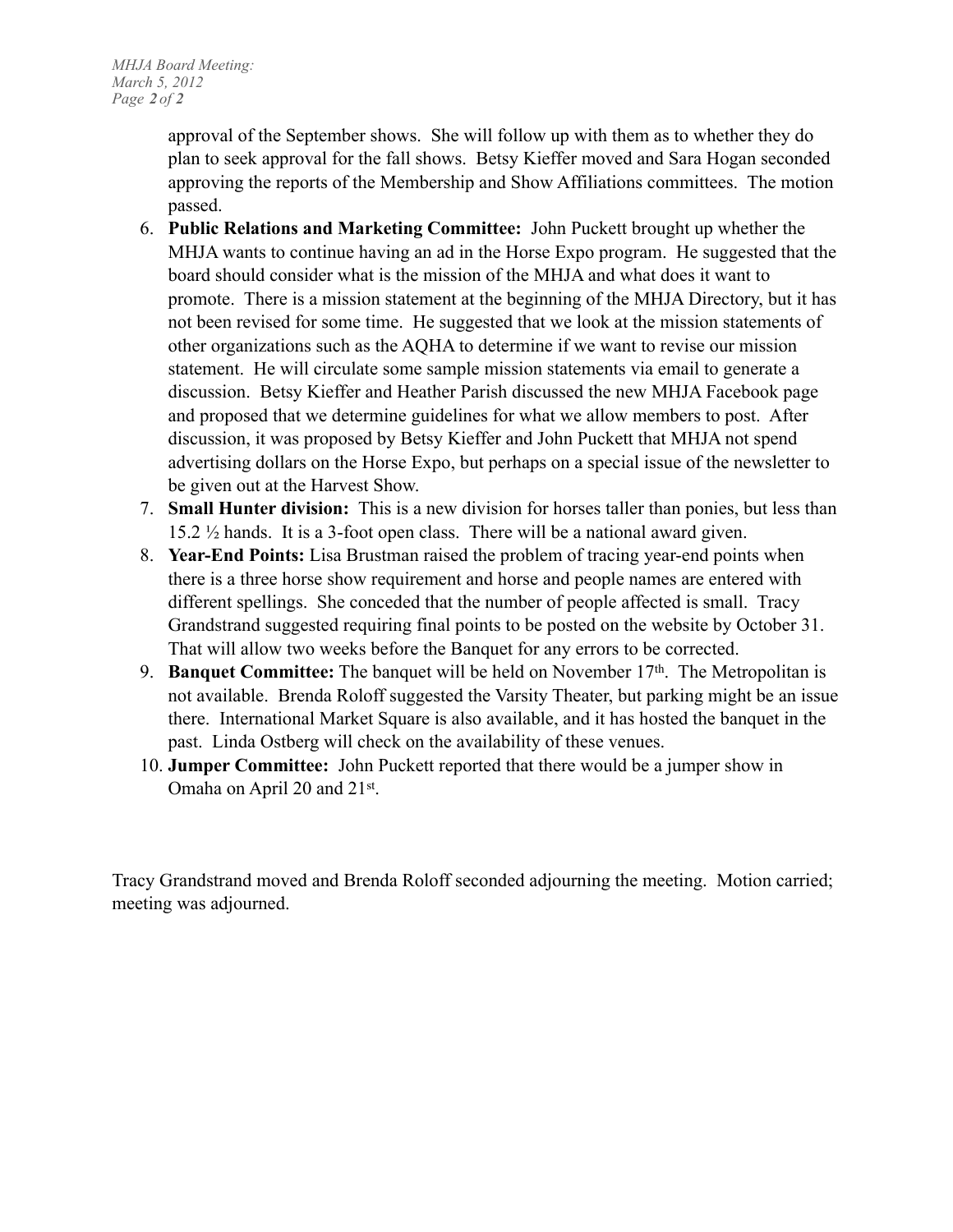approval of the September shows. She will follow up with them as to whether they do plan to seek approval for the fall shows. Betsy Kieffer moved and Sara Hogan seconded approving the reports of the Membership and Show Affiliations committees. The motion passed.

6. **Public Relations and Marketing Committee:** John Puckett brought up whether the MHJA wants to continue having an ad in the Horse Expo program. He suggested that the board should consider what is the mission of the MHJA and what does it want to promote. There is a mission statement at the beginning of the MHJA Directory, but it has not been revised for some time. He suggested that we look at the mission statements of other organizations such as the AQHA to determine if we want to revise our mission statement. He will circulate some sample mission statements via email to generate a discussion. Betsy Kieffer and Heather Parish discussed the new MHJA Facebook page and proposed that we determine guidelines for what we allow members to post. After discussion, it was proposed by Betsy Kieffer and John Puckett that MHJA not spend advertising dollars on the Horse Expo, but perhaps on a special issue of the newsletter to be given out at the Harvest Show.
7. **Small Hunter division:** This is a new division for horses taller than ponies, but less than 15.2 ½ hands. It is a 3-foot open class. There will be a national award given.
8. **Year-End Points:** Lisa Brustman raised the problem of tracing year-end points when there is a three horse show requirement and horse and people names are entered with different spellings. She conceded that the number of people affected is small. Tracy Grandstrand suggested requiring final points to be posted on the website by October 31. That will allow two weeks before the Banquet for any errors to be corrected.
9. **Banquet Committee:** The banquet will be held on November 17th. The Metropolitan is not available. Brenda Roloff suggested the Varsity Theater, but parking might be an issue there. International Market Square is also available, and it has hosted the banquet in the past. Linda Ostberg will check on the availability of these venues.
10. **Jumper Committee:** John Puckett reported that there would be a jumper show in Omaha on April 20 and 21st.

Tracy Grandstrand moved and Brenda Roloff seconded adjourning the meeting. Motion carried; meeting was adjourned.